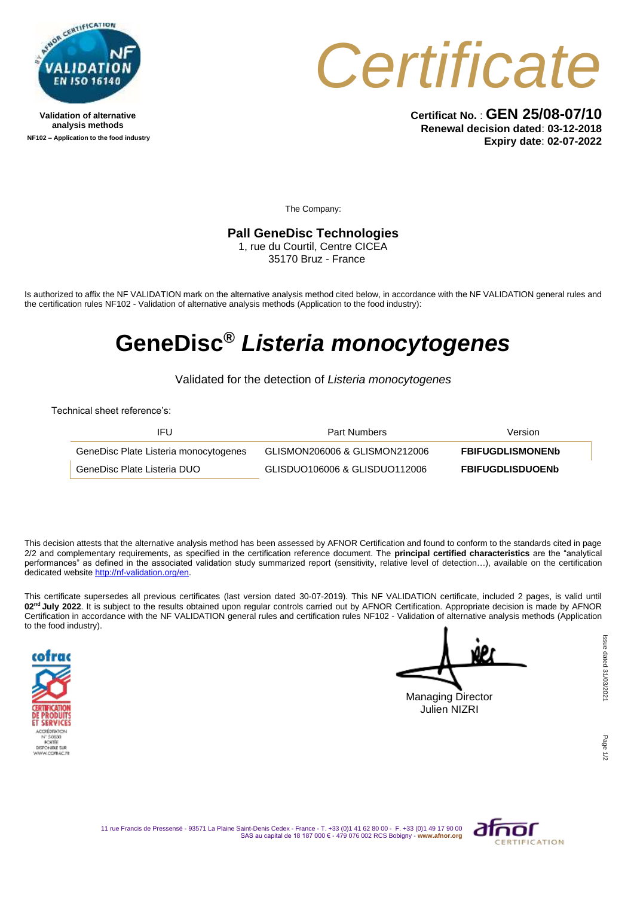Validation of alternative analysis methods

NF102 – Application to the food industry

# Certificate

**Certificat No.** : **GEN 25/08-07/10**
**Renewal decision dated**: **03-12-2018**
**Expiry date**: **02-07-2022**

The Company:

**Pall GeneDisc Technologies**
1, rue du Courtil, Centre CICEA
35170 Bruz - France

Is authorized to affix the NF VALIDATION mark on the alternative analysis method cited below, in accordance with the NF VALIDATION general rules and the certification rules NF102 - Validation of alternative analysis methods (Application to the food industry):

# GeneDisc® *Listeria monocytogenes*

Validated for the detection of *Listeria monocytogenes*

Technical sheet reference's:

| IFU | Part Numbers | Version |
|---|---|---|
| GeneDisc Plate Listeria monocytogenes | GLISMON206006 & GLISMON212006 | **FBIFUGDLISMONENb** |
| GeneDisc Plate Listeria DUO | GLISDUO106006 & GLISDUO112006 | **FBIFUGDLISDUOENb** |

This decision attests that the alternative analysis method has been assessed by AFNOR Certification and found to conform to the standards cited in page 2/2 and complementary requirements, as specified in the certification reference document. The **principal certified characteristics** are the "analytical performances" as defined in the associated validation study summarized report (sensitivity, relative level of detection…), available on the certification dedicated website http://nf-validation.org/en.

This certificate supersedes all previous certificates (last version dated 30-07-2019). This NF VALIDATION certificate, included 2 pages, is valid until **02nd July 2022**. It is subject to the results obtained upon regular controls carried out by AFNOR Certification. Appropriate decision is made by AFNOR Certification in accordance with the NF VALIDATION general rules and certification rules NF102 - Validation of alternative analysis methods (Application to the food industry).

cofrac
CERTIFICATION DE PRODUITS ET SERVICES
ACCRÉDITATION N° 5-0030 PORTÉE DISPONIBLE SUR WWW.COFRAC.FR

Managing Director
Julien NIZRI

Issue dated 31/03/2021

11 rue Francis de Pressensé - 93571 La Plaine Saint-Denis Cedex - France - T. +33 (0)1 41 62 80 00 - F. +33 (0)1 49 17 90 00
SAS au capital de 18 187 000 € - 479 076 002 RCS Bobigny - www.afnor.org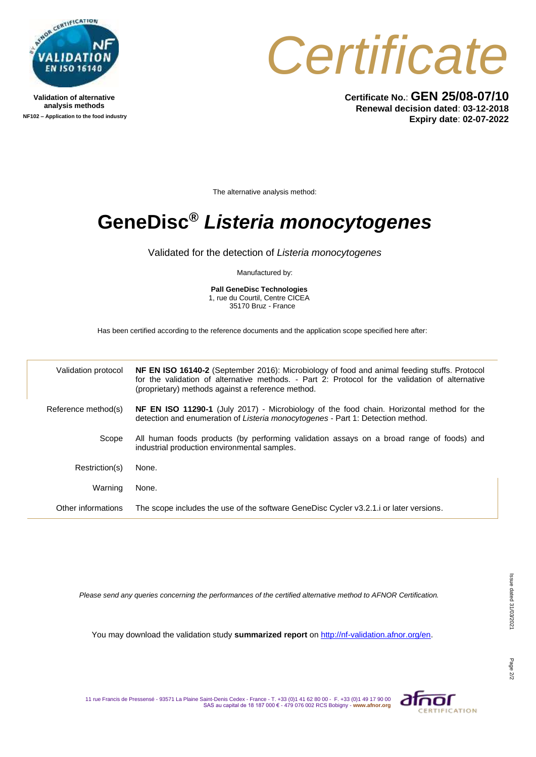Validation of alternative analysis methods

NF102 – Application to the food industry

# Certificate

**Certificate No.**: **GEN 25/08-07/10**
**Renewal decision dated**: **03-12-2018**
**Expiry date**: **02-07-2022**

The alternative analysis method:

## GeneDisc® *Listeria monocytogenes*

Validated for the detection of *Listeria monocytogenes*

Manufactured by:

**Pall GeneDisc Technologies**
1, rue du Courtil, Centre CICEA
35170 Bruz - France

Has been certified according to the reference documents and the application scope specified here after:

| | |
|---|---|
| Validation protocol | **NF EN ISO 16140-2** (September 2016): Microbiology of food and animal feeding stuffs. Protocol for the validation of alternative methods. - Part 2: Protocol for the validation of alternative (proprietary) methods against a reference method. |
| Reference method(s) | **NF EN ISO 11290-1** (July 2017) - Microbiology of the food chain. Horizontal method for the detection and enumeration of *Listeria monocytogenes* - Part 1: Detection method. |
| Scope | All human foods products (by performing validation assays on a broad range of foods) and industrial production environmental samples. |
| Restriction(s) | None. |
| Warning | None. |
| Other informations | The scope includes the use of the software GeneDisc Cycler v3.2.1.i or later versions. |

*Please send any queries concerning the performances of the certified alternative method to AFNOR Certification.*

You may download the validation study **summarized report** on http://nf-validation.afnor.org/en.

Issue dated 31/03/2021

11 rue Francis de Pressensé - 93571 La Plaine Saint-Denis Cedex - France - T. +33 (0)1 41 62 80 00 - F. +33 (0)1 49 17 90 00
SAS au capital de 18 187 000 € - 479 076 002 RCS Bobigny - **www.afnor.org**